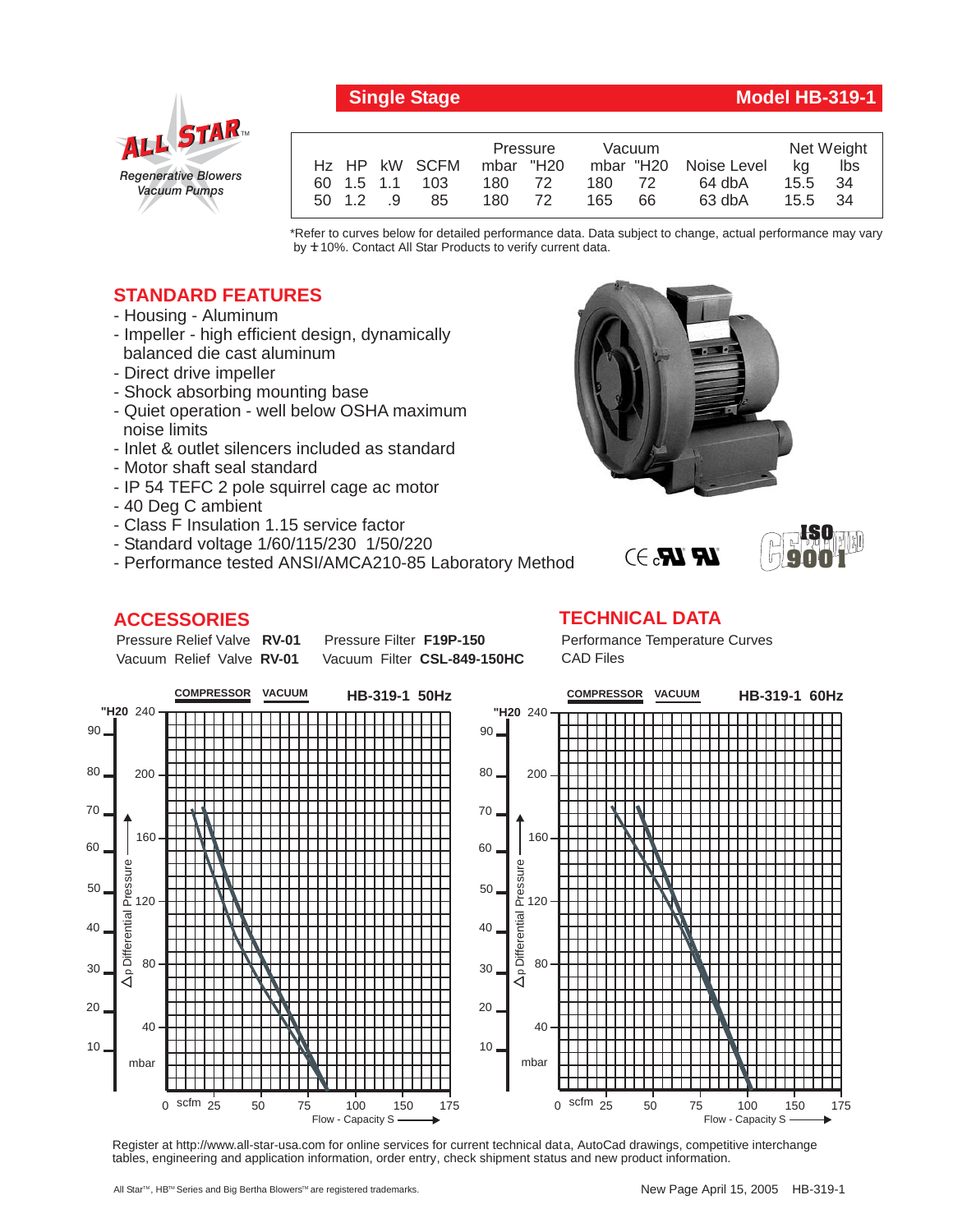# Single Stage — Model HB-319-1

**ALL STAR** — Regenerative Blowers, Vacuum Pumps

| Hz | HP | kW | SCFM | Pressure mbar | Pressure "H20 | Vacuum mbar | Vacuum "H20 | Noise Level | Net Weight kg | Net Weight lbs |
|---|---|---|---|---|---|---|---|---|---|---|
| 60 | 1.5 | 1.1 | 103 | 180 | 72 | 180 | 72 | 64 dbA | 15.5 | 34 |
| 50 | 1.2 | .9 | 85 | 180 | 72 | 165 | 66 | 63 dbA | 15.5 | 34 |

*Refer to curves below for detailed performance data. Data subject to change, actual performance may vary by ±10%. Contact All Star Products to verify current data.

## STANDARD FEATURES

- Housing - Aluminum
- Impeller - high efficient design, dynamically balanced die cast aluminum
- Direct drive impeller
- Shock absorbing mounting base
- Quiet operation - well below OSHA maximum noise limits
- Inlet & outlet silencers included as standard
- Motor shaft seal standard
- IP 54 TEFC 2 pole squirrel cage ac motor
- 40 Deg C ambient
- Class F Insulation 1.15 service factor
- Standard voltage 1/60/115/230 1/50/220
- Performance tested ANSI/AMCA210-85 Laboratory Method

## ACCESSORIES

Pressure Relief Valve **RV-01** Pressure Filter **F19P-150**
Vacuum Relief Valve **RV-01** Vacuum Filter **CSL-849-150HC**

## TECHNICAL DATA

Performance Temperature Curves
CAD Files

**COMPRESSOR VACUUM HB-319-1 50Hz**

**COMPRESSOR VACUUM HB-319-1 60Hz**

Register at http://www.all-star-usa.com for online services for current technical data, AutoCad drawings, competitive interchange tables, engineering and application information, order entry, check shipment status and new product information.

All Star™, HB™ Series and Big Bertha Blowers™ are registered trademarks.

New Page April 15, 2005 HB-319-1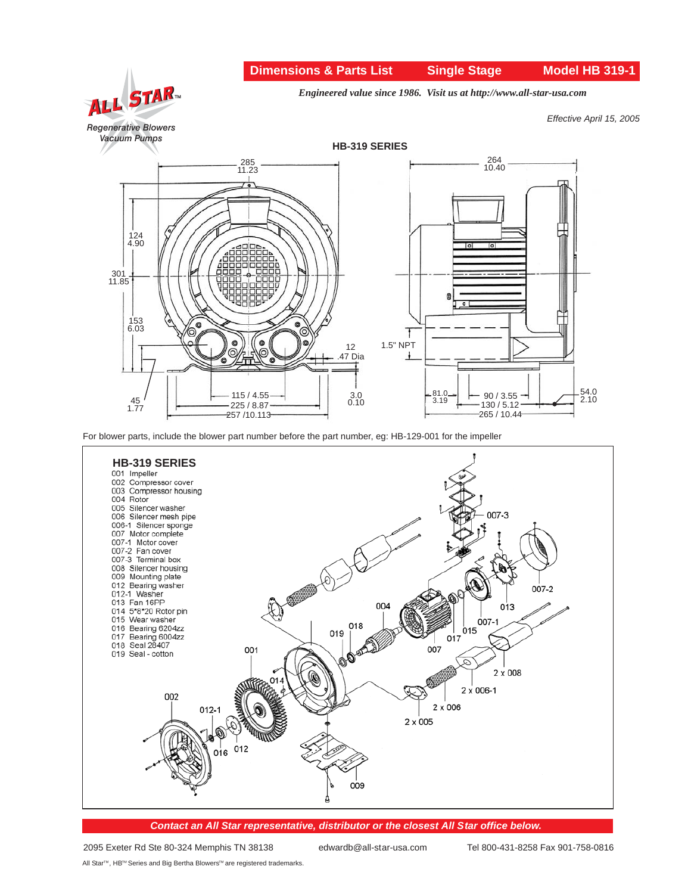**Dimensions & Parts List** **Single Stage** **Model HB 319-1**

ALL STAR™

*Regenerative Blowers*
*Vacuum Pumps*

***Engineered value since 1986. Visit us at http://www.all-star-usa.com***

*Effective April 15, 2005*

## HB-319 SERIES

285
11.23

264
10.40

124
4.90

301
11.85

153
6.03

12
.47 Dia

1.5" NPT

45
1.77

115 / 4.55
225 / 8.87
257 /10.113

3.0
0.10

81.0
3.19

90 / 3.55
130 / 5.12
265 / 10.44

54.0
2.10

For blower parts, include the blower part number before the part number, eg: HB-129-001 for the impeller

## HB-319 SERIES

- 001 Impeller
- 002 Compressor cover
- 003 Compressor housing
- 004 Rotor
- 005 Silencer washer
- 006 Silencer mesh pipe
- 006-1 Silencer sponge
- 007 Motor complete
- 007-1 Motor cover
- 007-2 Fan cover
- 007-3 Terminal box
- 008 Silencer housing
- 009 Mounting plate
- 012 Bearing washer
- 012-1 Washer
- 013 Fan 16PP
- 014 5*8*20 Rotor pin
- 015 Wear washer
- 016 Bearing 6204zz
- 017 Bearing 6004zz
- 018 Seal 28407
- 019 Seal - cotton

007-3
007-2
013
004
007-1
018
015
019
017
007
001
2 x 008
014
2 x 006-1
002
012-1
2 x 006
2 x 005
016
012
009

***Contact an All Star representative, distributor or the closest All Star office below.***

2095 Exeter Rd Ste 80-324 Memphis TN 38138 edwardb@all-star-usa.com Tel 800-431-8258 Fax 901-758-0816

All Star™, HB™ Series and Big Bertha Blowers™ are registered trademarks.